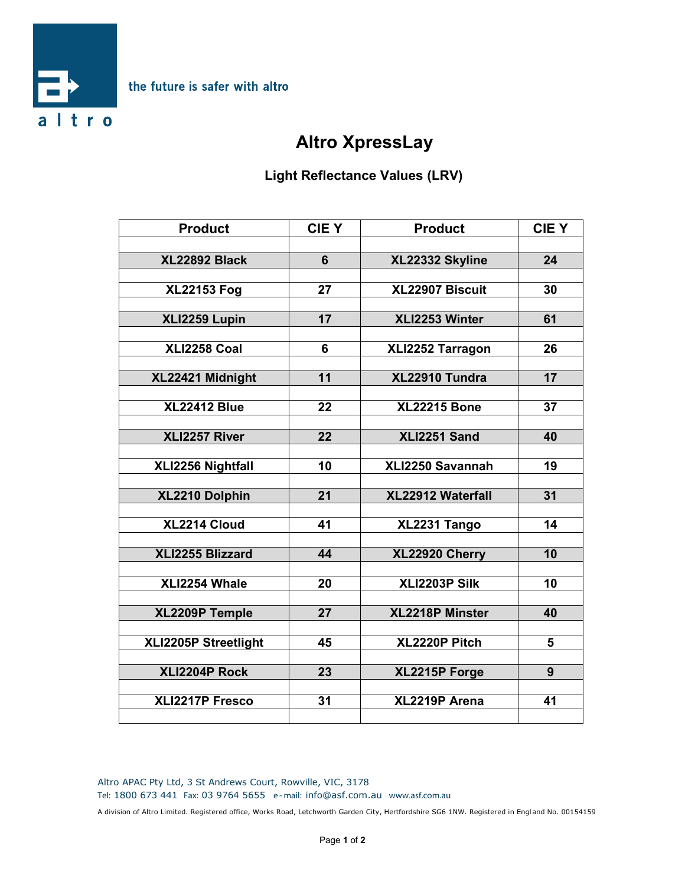the future is safer with altro

# Altro XpressLay

## Light Reflectance Values (LRV)

| Product | CIE Y | Product | CIE Y |
|---|---|---|---|
| XL22892 Black | 6 | XL22332 Skyline | 24 |
| XL22153 Fog | 27 | XL22907 Biscuit | 30 |
| XLI2259 Lupin | 17 | XLI2253 Winter | 61 |
| XLI2258 Coal | 6 | XLI2252 Tarragon | 26 |
| XL22421 Midnight | 11 | XL22910 Tundra | 17 |
| XL22412 Blue | 22 | XL22215 Bone | 37 |
| XLI2257 River | 22 | XLI2251 Sand | 40 |
| XLI2256 Nightfall | 10 | XLI2250 Savannah | 19 |
| XL2210 Dolphin | 21 | XL22912 Waterfall | 31 |
| XL2214 Cloud | 41 | XL2231 Tango | 14 |
| XLI2255 Blizzard | 44 | XL22920 Cherry | 10 |
| XLI2254 Whale | 20 | XLI2203P Silk | 10 |
| XL2209P Temple | 27 | XL2218P Minster | 40 |
| XLI2205P Streetlight | 45 | XL2220P Pitch | 5 |
| XLI2204P Rock | 23 | XL2215P Forge | 9 |
| XLI2217P Fresco | 31 | XL2219P Arena | 41 |

Altro APAC Pty Ltd, 3 St Andrews Court, Rowville, VIC, 3178
Tel: 1800 673 441 Fax: 03 9764 5655 e-mail: info@asf.com.au www.asf.com.au

A division of Altro Limited. Registered office, Works Road, Letchworth Garden City, Hertfordshire SG6 1NW. Registered in England No. 00154159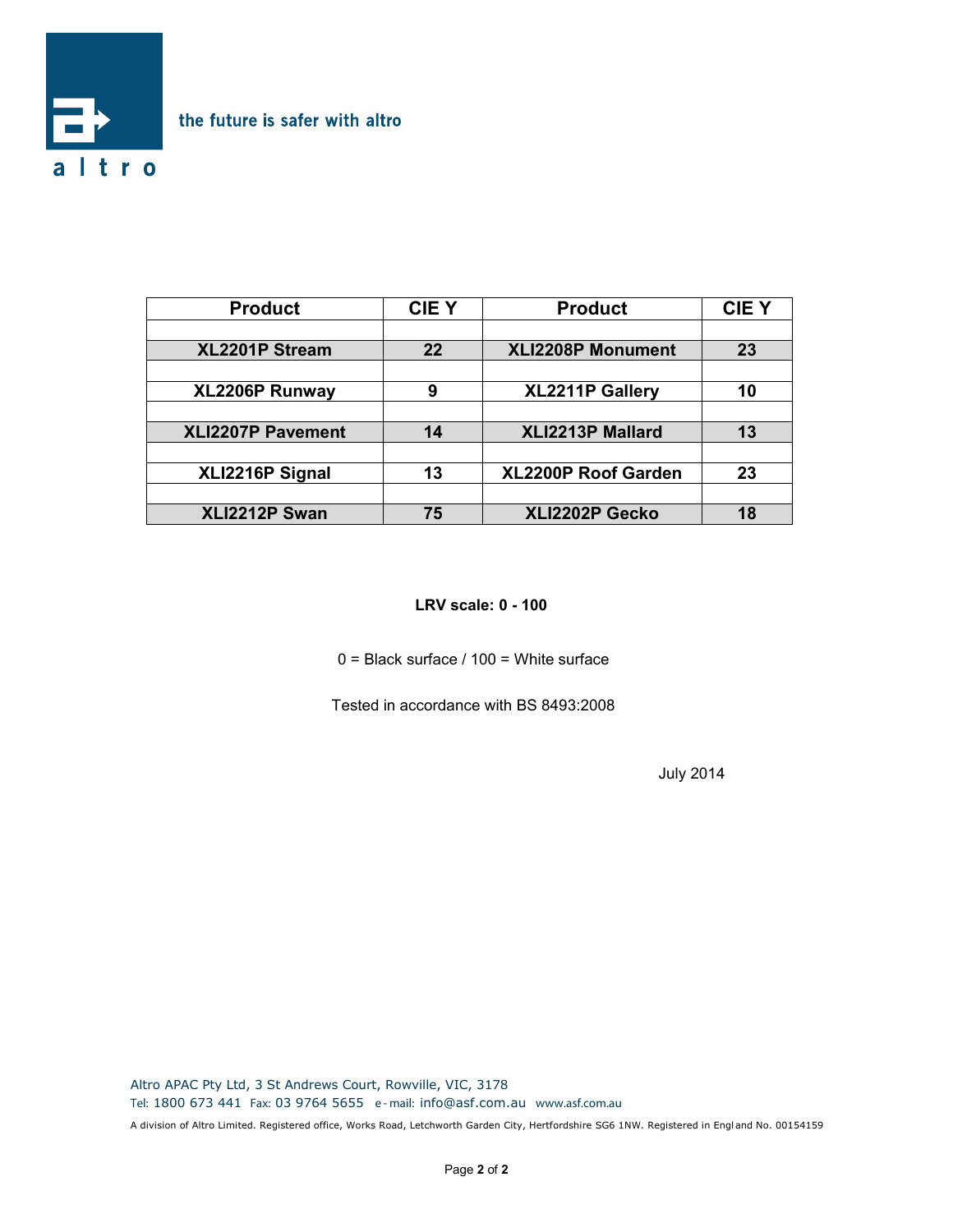the future is safer with altro

| Product | CIE Y | Product | CIE Y |
|---|---|---|---|
| | | | |
| **XL2201P Stream** | **22** | **XLI2208P Monument** | **23** |
| | | | |
| **XL2206P Runway** | **9** | **XL2211P Gallery** | **10** |
| | | | |
| **XLI2207P Pavement** | **14** | **XLI2213P Mallard** | **13** |
| | | | |
| **XLI2216P Signal** | **13** | **XL2200P Roof Garden** | **23** |
| | | | |
| **XLI2212P Swan** | **75** | **XLI2202P Gecko** | **18** |

**LRV scale: 0 - 100**

0 = Black surface / 100 = White surface

Tested in accordance with BS 8493:2008

July 2014

Altro APAC Pty Ltd, 3 St Andrews Court, Rowville, VIC, 3178
Tel: 1800 673 441 Fax: 03 9764 5655 e-mail: info@asf.com.au www.asf.com.au

A division of Altro Limited. Registered office, Works Road, Letchworth Garden City, Hertfordshire SG6 1NW. Registered in England No. 00154159